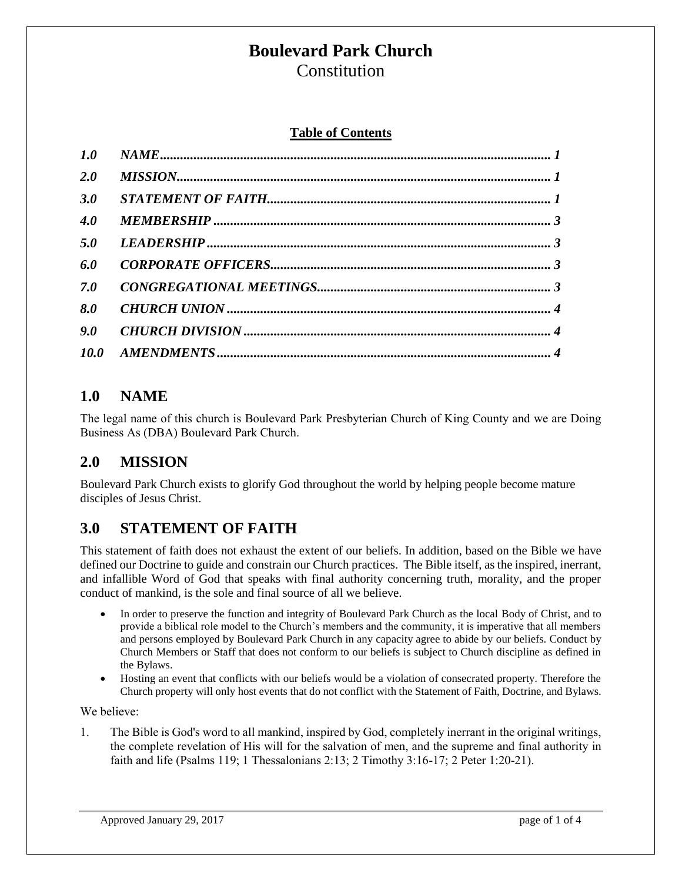# Boulevard Park Church

Constitution

**Table of Contents**

| | | |
|---|---|---|
| *1.0* | *NAME* | *1* |
| *2.0* | *MISSION* | *1* |
| *3.0* | *STATEMENT OF FAITH* | *1* |
| *4.0* | *MEMBERSHIP* | *3* |
| *5.0* | *LEADERSHIP* | *3* |
| *6.0* | *CORPORATE OFFICERS* | *3* |
| *7.0* | *CONGREGATIONAL MEETINGS* | *3* |
| *8.0* | *CHURCH UNION* | *4* |
| *9.0* | *CHURCH DIVISION* | *4* |
| *10.0* | *AMENDMENTS* | *4* |

## 1.0 NAME

The legal name of this church is Boulevard Park Presbyterian Church of King County and we are Doing Business As (DBA) Boulevard Park Church.

## 2.0 MISSION

Boulevard Park Church exists to glorify God throughout the world by helping people become mature disciples of Jesus Christ.

## 3.0 STATEMENT OF FAITH

This statement of faith does not exhaust the extent of our beliefs. In addition, based on the Bible we have defined our Doctrine to guide and constrain our Church practices. The Bible itself, as the inspired, inerrant, and infallible Word of God that speaks with final authority concerning truth, morality, and the proper conduct of mankind, is the sole and final source of all we believe.

- In order to preserve the function and integrity of Boulevard Park Church as the local Body of Christ, and to provide a biblical role model to the Church's members and the community, it is imperative that all members and persons employed by Boulevard Park Church in any capacity agree to abide by our beliefs. Conduct by Church Members or Staff that does not conform to our beliefs is subject to Church discipline as defined in the Bylaws.
- Hosting an event that conflicts with our beliefs would be a violation of consecrated property. Therefore the Church property will only host events that do not conflict with the Statement of Faith, Doctrine, and Bylaws.

We believe:

1. The Bible is God's word to all mankind, inspired by God, completely inerrant in the original writings, the complete revelation of His will for the salvation of men, and the supreme and final authority in faith and life (Psalms 119; 1 Thessalonians 2:13; 2 Timothy 3:16-17; 2 Peter 1:20-21).

Approved January 29, 2017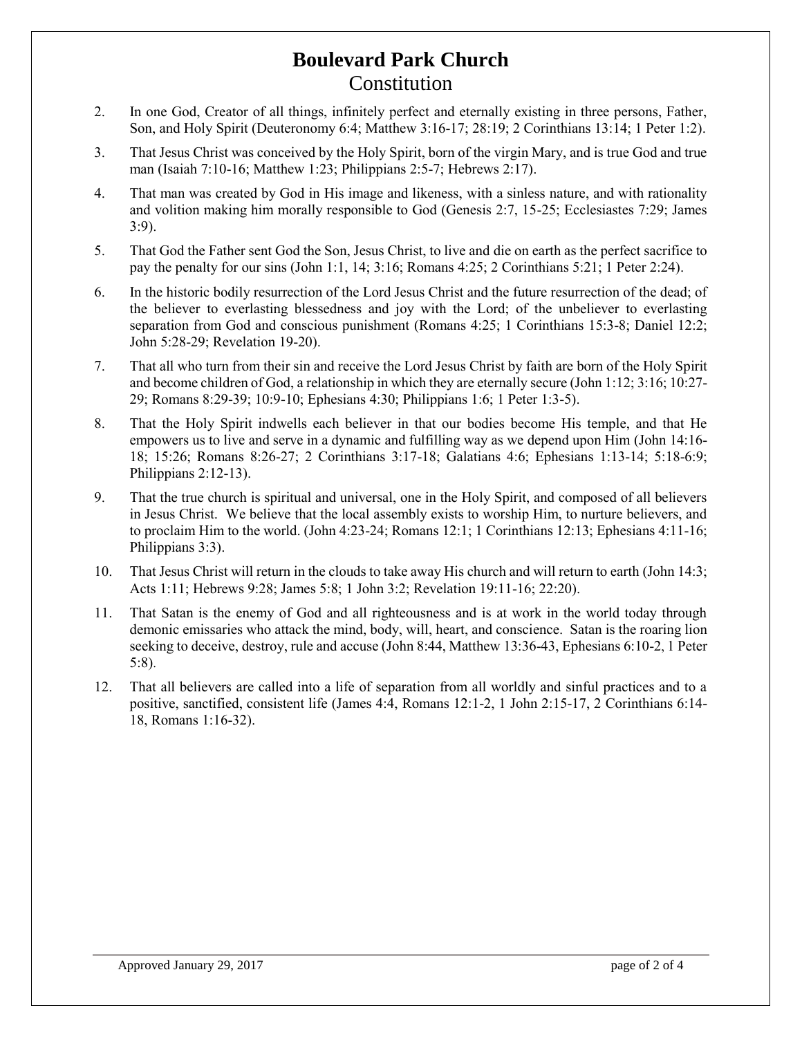# Boulevard Park Church

## Constitution

2. In one God, Creator of all things, infinitely perfect and eternally existing in three persons, Father, Son, and Holy Spirit (Deuteronomy 6:4; Matthew 3:16-17; 28:19; 2 Corinthians 13:14; 1 Peter 1:2).

3. That Jesus Christ was conceived by the Holy Spirit, born of the virgin Mary, and is true God and true man (Isaiah 7:10-16; Matthew 1:23; Philippians 2:5-7; Hebrews 2:17).

4. That man was created by God in His image and likeness, with a sinless nature, and with rationality and volition making him morally responsible to God (Genesis 2:7, 15-25; Ecclesiastes 7:29; James 3:9).

5. That God the Father sent God the Son, Jesus Christ, to live and die on earth as the perfect sacrifice to pay the penalty for our sins (John 1:1, 14; 3:16; Romans 4:25; 2 Corinthians 5:21; 1 Peter 2:24).

6. In the historic bodily resurrection of the Lord Jesus Christ and the future resurrection of the dead; of the believer to everlasting blessedness and joy with the Lord; of the unbeliever to everlasting separation from God and conscious punishment (Romans 4:25; 1 Corinthians 15:3-8; Daniel 12:2; John 5:28-29; Revelation 19-20).

7. That all who turn from their sin and receive the Lord Jesus Christ by faith are born of the Holy Spirit and become children of God, a relationship in which they are eternally secure (John 1:12; 3:16; 10:27-29; Romans 8:29-39; 10:9-10; Ephesians 4:30; Philippians 1:6; 1 Peter 1:3-5).

8. That the Holy Spirit indwells each believer in that our bodies become His temple, and that He empowers us to live and serve in a dynamic and fulfilling way as we depend upon Him (John 14:16-18; 15:26; Romans 8:26-27; 2 Corinthians 3:17-18; Galatians 4:6; Ephesians 1:13-14; 5:18-6:9; Philippians 2:12-13).

9. That the true church is spiritual and universal, one in the Holy Spirit, and composed of all believers in Jesus Christ. We believe that the local assembly exists to worship Him, to nurture believers, and to proclaim Him to the world. (John 4:23-24; Romans 12:1; 1 Corinthians 12:13; Ephesians 4:11-16; Philippians 3:3).

10. That Jesus Christ will return in the clouds to take away His church and will return to earth (John 14:3; Acts 1:11; Hebrews 9:28; James 5:8; 1 John 3:2; Revelation 19:11-16; 22:20).

11. That Satan is the enemy of God and all righteousness and is at work in the world today through demonic emissaries who attack the mind, body, will, heart, and conscience. Satan is the roaring lion seeking to deceive, destroy, rule and accuse (John 8:44, Matthew 13:36-43, Ephesians 6:10-2, 1 Peter 5:8).

12. That all believers are called into a life of separation from all worldly and sinful practices and to a positive, sanctified, consistent life (James 4:4, Romans 12:1-2, 1 John 2:15-17, 2 Corinthians 6:14-18, Romans 1:16-32).

Approved January 29, 2017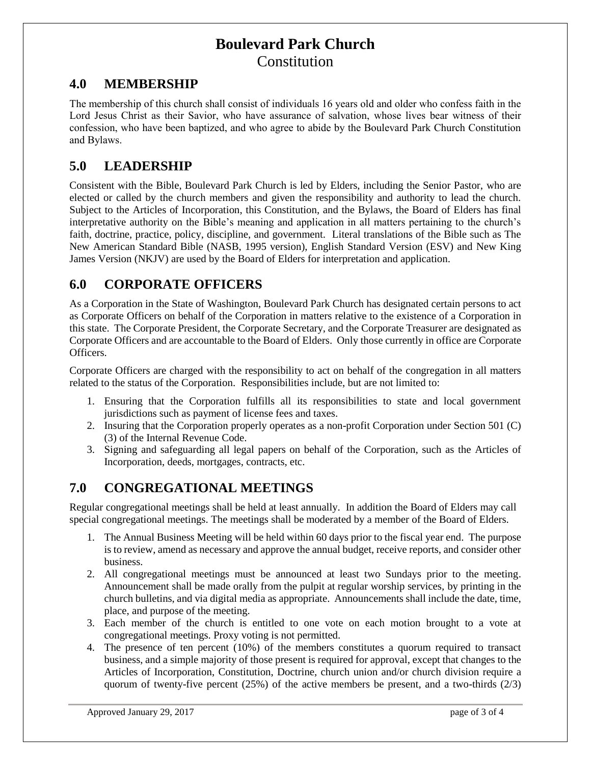# Boulevard Park Church

Constitution

## 4.0 MEMBERSHIP

The membership of this church shall consist of individuals 16 years old and older who confess faith in the Lord Jesus Christ as their Savior, who have assurance of salvation, whose lives bear witness of their confession, who have been baptized, and who agree to abide by the Boulevard Park Church Constitution and Bylaws.

## 5.0 LEADERSHIP

Consistent with the Bible, Boulevard Park Church is led by Elders, including the Senior Pastor, who are elected or called by the church members and given the responsibility and authority to lead the church. Subject to the Articles of Incorporation, this Constitution, and the Bylaws, the Board of Elders has final interpretative authority on the Bible's meaning and application in all matters pertaining to the church's faith, doctrine, practice, policy, discipline, and government. Literal translations of the Bible such as The New American Standard Bible (NASB, 1995 version), English Standard Version (ESV) and New King James Version (NKJV) are used by the Board of Elders for interpretation and application.

## 6.0 CORPORATE OFFICERS

As a Corporation in the State of Washington, Boulevard Park Church has designated certain persons to act as Corporate Officers on behalf of the Corporation in matters relative to the existence of a Corporation in this state. The Corporate President, the Corporate Secretary, and the Corporate Treasurer are designated as Corporate Officers and are accountable to the Board of Elders. Only those currently in office are Corporate Officers.

Corporate Officers are charged with the responsibility to act on behalf of the congregation in all matters related to the status of the Corporation. Responsibilities include, but are not limited to:

1. Ensuring that the Corporation fulfills all its responsibilities to state and local government jurisdictions such as payment of license fees and taxes.
2. Insuring that the Corporation properly operates as a non-profit Corporation under Section 501 (C) (3) of the Internal Revenue Code.
3. Signing and safeguarding all legal papers on behalf of the Corporation, such as the Articles of Incorporation, deeds, mortgages, contracts, etc.

## 7.0 CONGREGATIONAL MEETINGS

Regular congregational meetings shall be held at least annually. In addition the Board of Elders may call special congregational meetings. The meetings shall be moderated by a member of the Board of Elders.

1. The Annual Business Meeting will be held within 60 days prior to the fiscal year end. The purpose is to review, amend as necessary and approve the annual budget, receive reports, and consider other business.
2. All congregational meetings must be announced at least two Sundays prior to the meeting. Announcement shall be made orally from the pulpit at regular worship services, by printing in the church bulletins, and via digital media as appropriate. Announcements shall include the date, time, place, and purpose of the meeting.
3. Each member of the church is entitled to one vote on each motion brought to a vote at congregational meetings. Proxy voting is not permitted.
4. The presence of ten percent (10%) of the members constitutes a quorum required to transact business, and a simple majority of those present is required for approval, except that changes to the Articles of Incorporation, Constitution, Doctrine, church union and/or church division require a quorum of twenty-five percent (25%) of the active members be present, and a two-thirds (2/3)

Approved January 29, 2017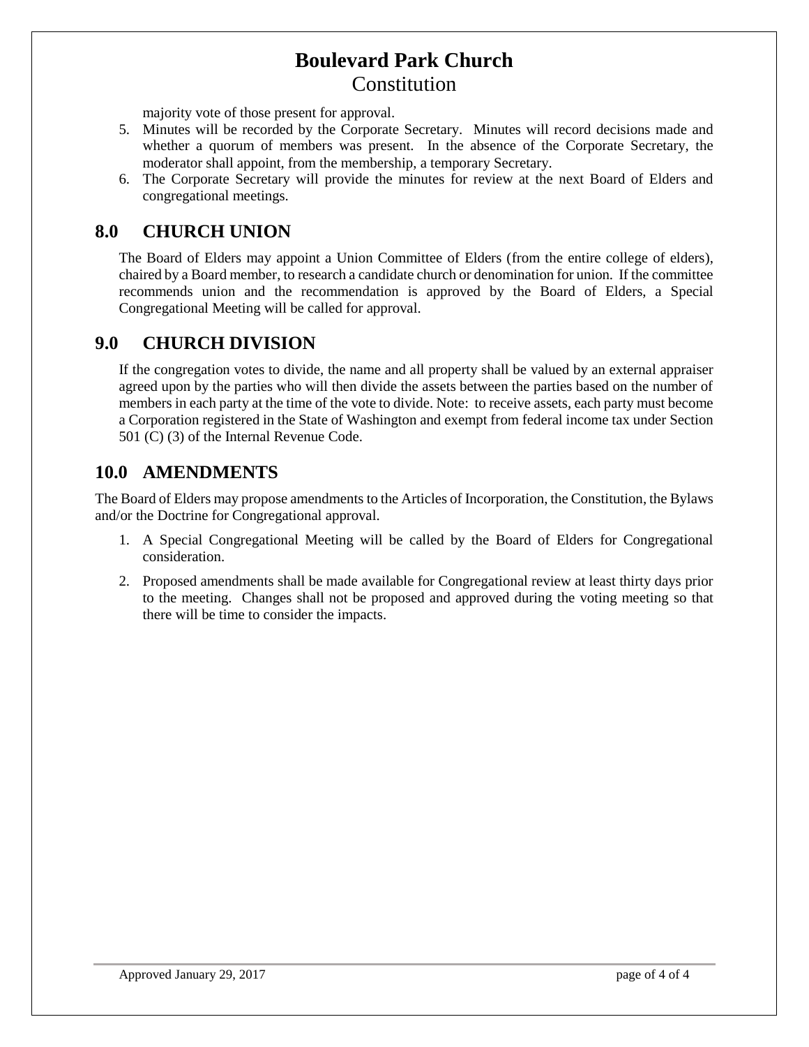majority vote of those present for approval.

5. Minutes will be recorded by the Corporate Secretary. Minutes will record decisions made and whether a quorum of members was present. In the absence of the Corporate Secretary, the moderator shall appoint, from the membership, a temporary Secretary.
6. The Corporate Secretary will provide the minutes for review at the next Board of Elders and congregational meetings.

## 8.0 CHURCH UNION

The Board of Elders may appoint a Union Committee of Elders (from the entire college of elders), chaired by a Board member, to research a candidate church or denomination for union. If the committee recommends union and the recommendation is approved by the Board of Elders, a Special Congregational Meeting will be called for approval.

## 9.0 CHURCH DIVISION

If the congregation votes to divide, the name and all property shall be valued by an external appraiser agreed upon by the parties who will then divide the assets between the parties based on the number of members in each party at the time of the vote to divide. Note: to receive assets, each party must become a Corporation registered in the State of Washington and exempt from federal income tax under Section 501 (C) (3) of the Internal Revenue Code.

## 10.0 AMENDMENTS

The Board of Elders may propose amendments to the Articles of Incorporation, the Constitution, the Bylaws and/or the Doctrine for Congregational approval.

1. A Special Congregational Meeting will be called by the Board of Elders for Congregational consideration.
2. Proposed amendments shall be made available for Congregational review at least thirty days prior to the meeting. Changes shall not be proposed and approved during the voting meeting so that there will be time to consider the impacts.